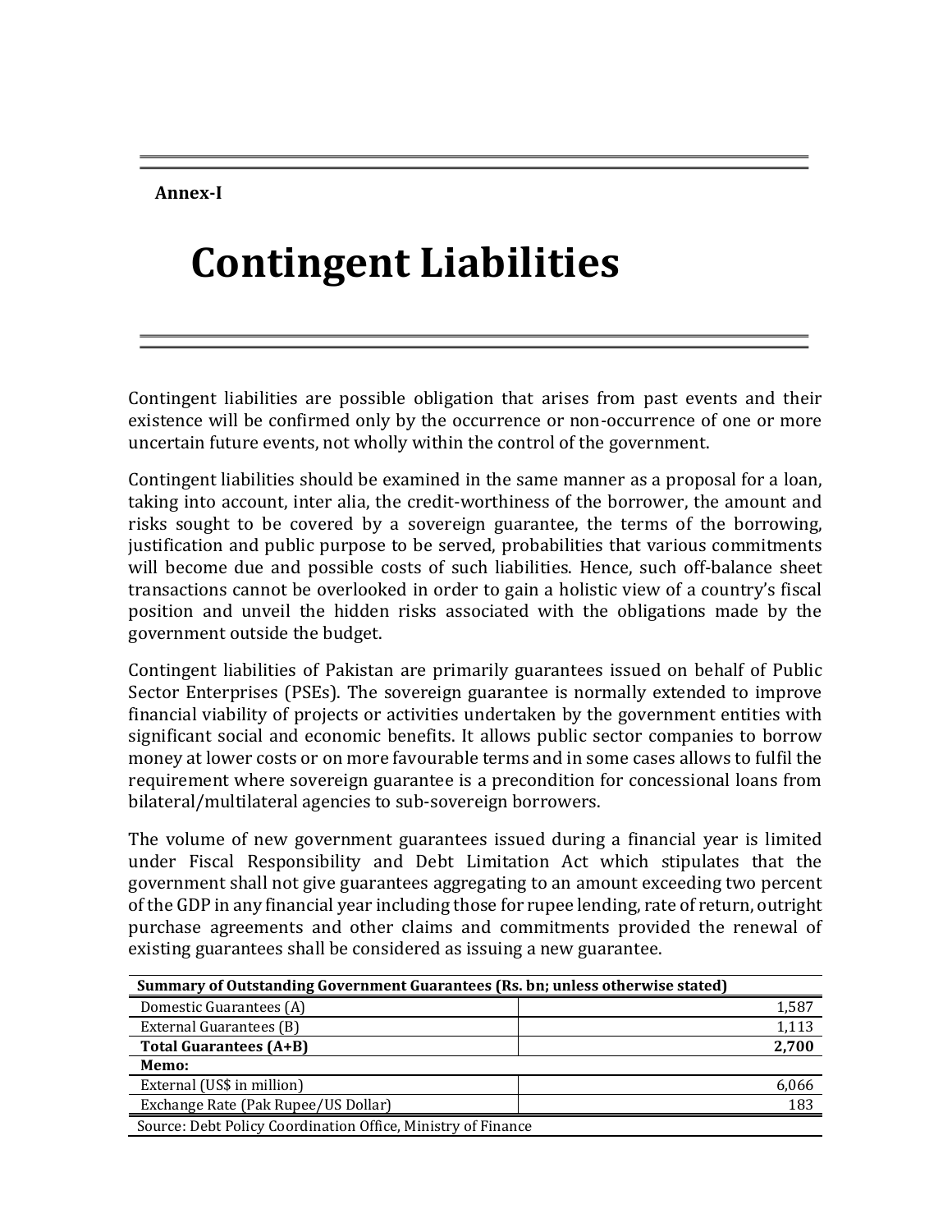**Annex-I**

# Contingent Liabilities

Contingent liabilities are possible obligation that arises from past events and their existence will be confirmed only by the occurrence or non-occurrence of one or more uncertain future events, not wholly within the control of the government.

Contingent liabilities should be examined in the same manner as a proposal for a loan, taking into account, inter alia, the credit-worthiness of the borrower, the amount and risks sought to be covered by a sovereign guarantee, the terms of the borrowing, justification and public purpose to be served, probabilities that various commitments will become due and possible costs of such liabilities. Hence, such off-balance sheet transactions cannot be overlooked in order to gain a holistic view of a country's fiscal position and unveil the hidden risks associated with the obligations made by the government outside the budget.

Contingent liabilities of Pakistan are primarily guarantees issued on behalf of Public Sector Enterprises (PSEs). The sovereign guarantee is normally extended to improve financial viability of projects or activities undertaken by the government entities with significant social and economic benefits. It allows public sector companies to borrow money at lower costs or on more favourable terms and in some cases allows to fulfil the requirement where sovereign guarantee is a precondition for concessional loans from bilateral/multilateral agencies to sub-sovereign borrowers.

The volume of new government guarantees issued during a financial year is limited under Fiscal Responsibility and Debt Limitation Act which stipulates that the government shall not give guarantees aggregating to an amount exceeding two percent of the GDP in any financial year including those for rupee lending, rate of return, outright purchase agreements and other claims and commitments provided the renewal of existing guarantees shall be considered as issuing a new guarantee.

| **Summary of Outstanding Government Guarantees (Rs. bn; unless otherwise stated)** | |
|---|---|
| Domestic Guarantees (A) | 1,587 |
| External Guarantees (B) | 1,113 |
| **Total Guarantees (A+B)** | **2,700** |
| **Memo:** | |
| External (US$ in million) | 6,066 |
| Exchange Rate (Pak Rupee/US Dollar) | 183 |

Source: Debt Policy Coordination Office, Ministry of Finance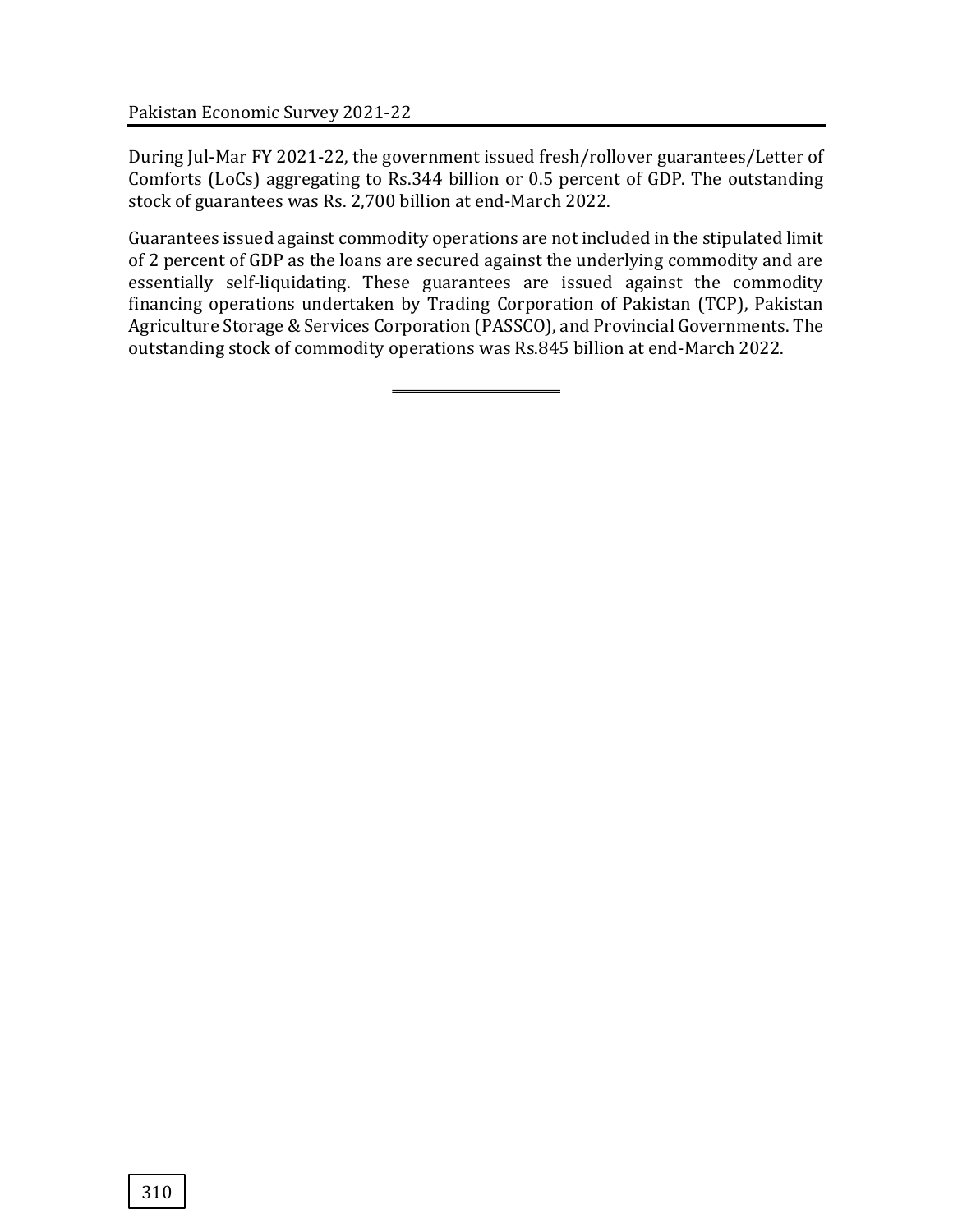During Jul-Mar FY 2021-22, the government issued fresh/rollover guarantees/Letter of Comforts (LoCs) aggregating to Rs.344 billion or 0.5 percent of GDP. The outstanding stock of guarantees was Rs. 2,700 billion at end-March 2022.

Guarantees issued against commodity operations are not included in the stipulated limit of 2 percent of GDP as the loans are secured against the underlying commodity and are essentially self-liquidating. These guarantees are issued against the commodity financing operations undertaken by Trading Corporation of Pakistan (TCP), Pakistan Agriculture Storage & Services Corporation (PASSCO), and Provincial Governments. The outstanding stock of commodity operations was Rs.845 billion at end-March 2022.